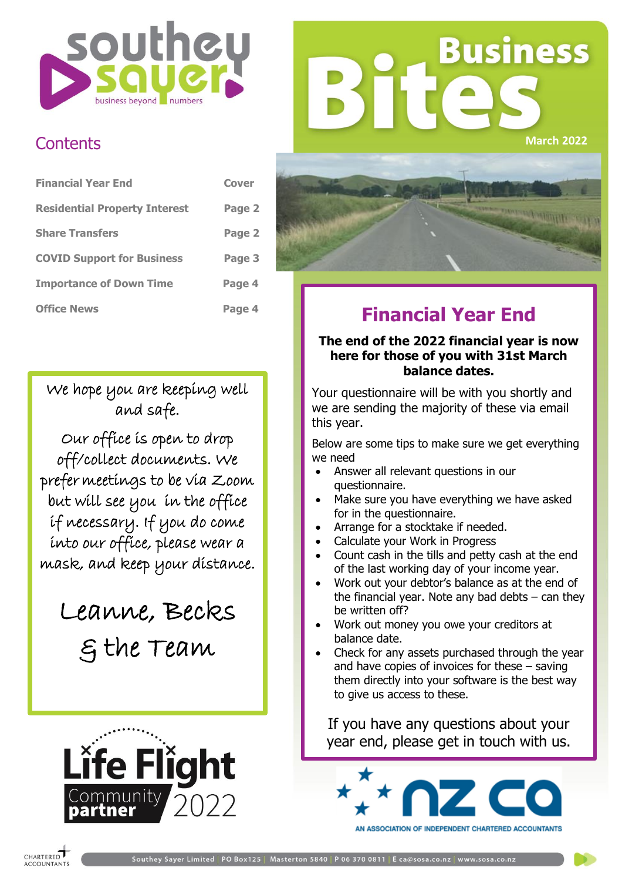# Business Bites

March 2022

## Contents

| | |
|---|---|
| Financial Year End | Cover |
| Residential Property Interest | Page 2 |
| Share Transfers | Page 2 |
| COVID Support for Business | Page 3 |
| Importance of Down Time | Page 4 |
| Office News | Page 4 |

We hope you are keeping well and safe.

Our office is open to drop off/collect documents. We prefer meetings to be via Zoom but will see you in the office if necessary. If you do come into our office, please wear a mask, and keep your distance.

Leanne, Becks & the Team

## Financial Year End

**The end of the 2022 financial year is now here for those of you with 31st March balance dates.**

Your questionnaire will be with you shortly and we are sending the majority of these via email this year.

Below are some tips to make sure we get everything we need

- Answer all relevant questions in our questionnaire.
- Make sure you have everything we have asked for in the questionnaire.
- Arrange for a stocktake if needed.
- Calculate your Work in Progress
- Count cash in the tills and petty cash at the end of the last working day of your income year.
- Work out your debtor's balance as at the end of the financial year. Note any bad debts – can they be written off?
- Work out money you owe your creditors at balance date.
- Check for any assets purchased through the year and have copies of invoices for these – saving them directly into your software is the best way to give us access to these.

If you have any questions about your year end, please get in touch with us.

Life Flight Community partner 2022

NZ CA – An Association of Independent Chartered Accountants

Southey Sayer Limited | PO Box125 | Masterton 5840 | P 06 370 0811 | E ca@sosa.co.nz | www.sosa.co.nz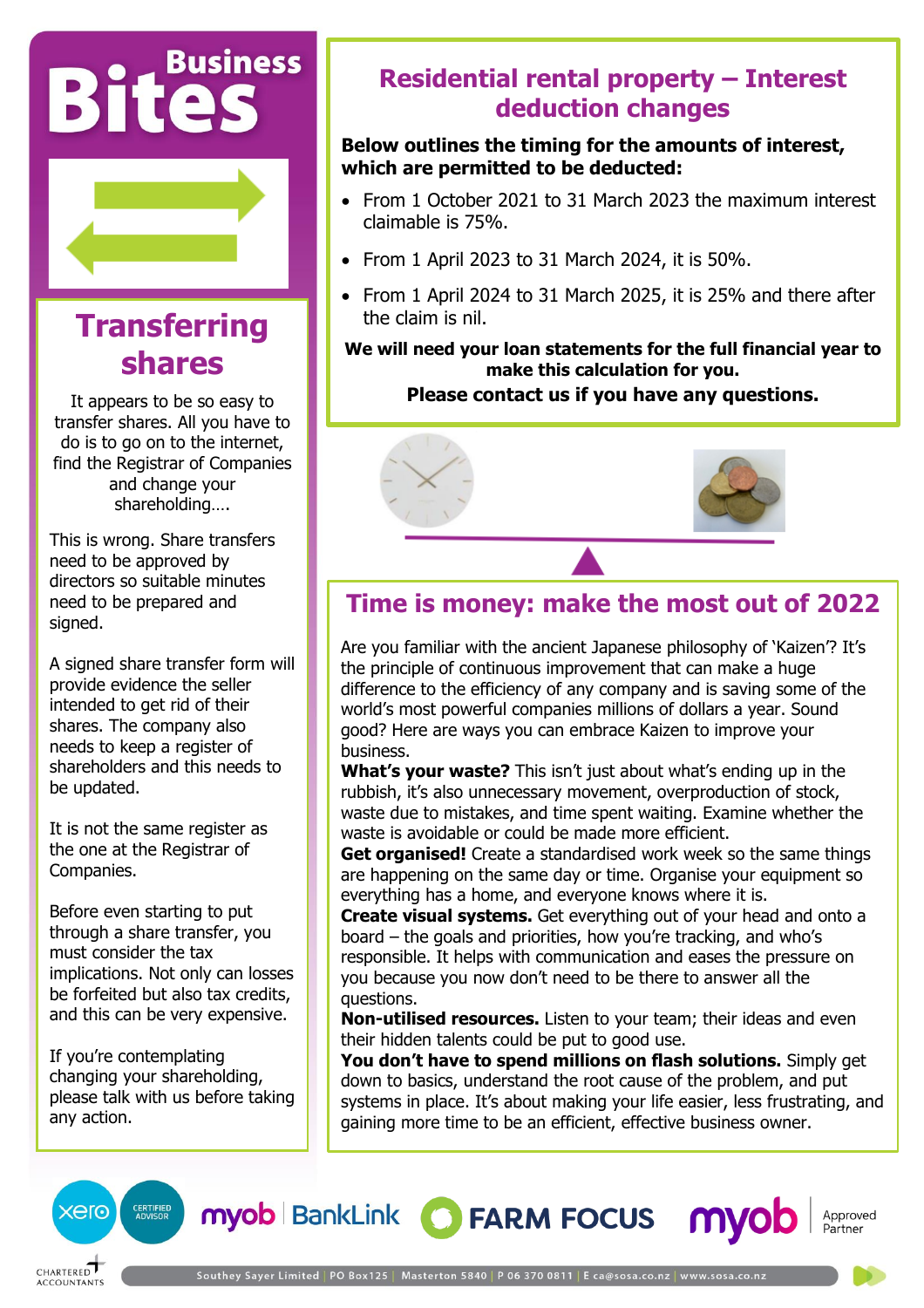# Business Bites

## Transferring shares

It appears to be so easy to transfer shares. All you have to do is to go on to the internet, find the Registrar of Companies and change your shareholding….

This is wrong. Share transfers need to be approved by directors so suitable minutes need to be prepared and signed.

A signed share transfer form will provide evidence the seller intended to get rid of their shares. The company also needs to keep a register of shareholders and this needs to be updated.

It is not the same register as the one at the Registrar of Companies.

Before even starting to put through a share transfer, you must consider the tax implications. Not only can losses be forfeited but also tax credits, and this can be very expensive.

If you're contemplating changing your shareholding, please talk with us before taking any action.

## Residential rental property – Interest deduction changes

**Below outlines the timing for the amounts of interest, which are permitted to be deducted:**

- From 1 October 2021 to 31 March 2023 the maximum interest claimable is 75%.
- From 1 April 2023 to 31 March 2024, it is 50%.
- From 1 April 2024 to 31 March 2025, it is 25% and there after the claim is nil.

**We will need your loan statements for the full financial year to make this calculation for you.**

**Please contact us if you have any questions.**

## Time is money: make the most out of 2022

Are you familiar with the ancient Japanese philosophy of 'Kaizen'? It's the principle of continuous improvement that can make a huge difference to the efficiency of any company and is saving some of the world's most powerful companies millions of dollars a year. Sound good? Here are ways you can embrace Kaizen to improve your business.

**What's your waste?** This isn't just about what's ending up in the rubbish, it's also unnecessary movement, overproduction of stock, waste due to mistakes, and time spent waiting. Examine whether the waste is avoidable or could be made more efficient.

**Get organised!** Create a standardised work week so the same things are happening on the same day or time. Organise your equipment so everything has a home, and everyone knows where it is.

**Create visual systems.** Get everything out of your head and onto a board – the goals and priorities, how you're tracking, and who's responsible. It helps with communication and eases the pressure on you because you now don't need to be there to answer all the questions.

**Non-utilised resources.** Listen to your team; their ideas and even their hidden talents could be put to good use.

**You don't have to spend millions on flash solutions.** Simply get down to basics, understand the root cause of the problem, and put systems in place. It's about making your life easier, less frustrating, and gaining more time to be an efficient, effective business owner.

xero CERTIFIED ADVISOR | myob | BankLink | FARM FOCUS | myob Approved Partner

CHARTERED ACCOUNTANTS

Southey Sayer Limited | PO Box125 | Masterton 5840 | P 06 370 0811 | E ca@sosa.co.nz | www.sosa.co.nz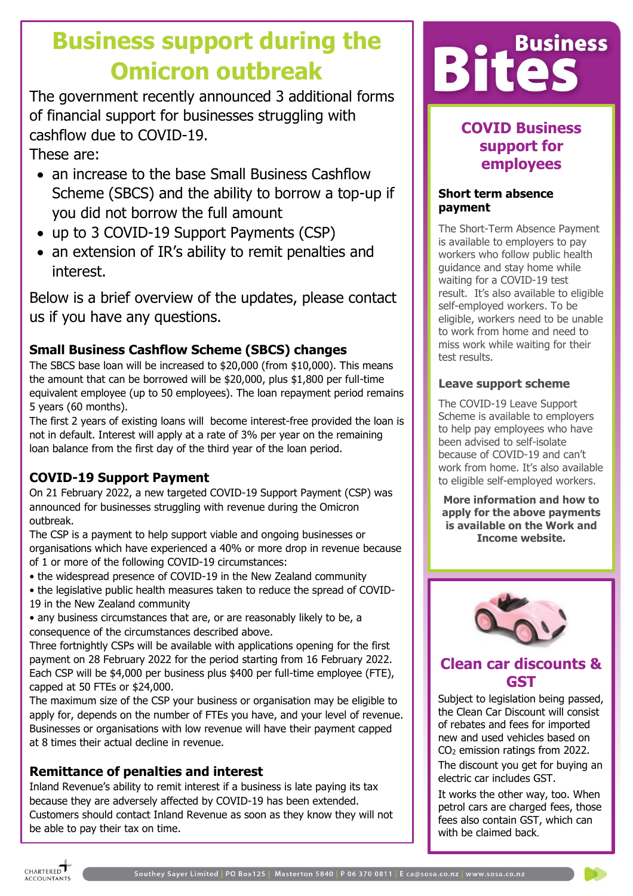# Business support during the Omicron outbreak

The government recently announced 3 additional forms of financial support for businesses struggling with cashflow due to COVID-19.

These are:

- an increase to the base Small Business Cashflow Scheme (SBCS) and the ability to borrow a top-up if you did not borrow the full amount
- up to 3 COVID-19 Support Payments (CSP)
- an extension of IR's ability to remit penalties and interest.

Below is a brief overview of the updates, please contact us if you have any questions.

### Small Business Cashflow Scheme (SBCS) changes

The SBCS base loan will be increased to $20,000 (from $10,000). This means the amount that can be borrowed will be $20,000, plus $1,800 per full-time equivalent employee (up to 50 employees). The loan repayment period remains 5 years (60 months).

The first 2 years of existing loans will become interest-free provided the loan is not in default. Interest will apply at a rate of 3% per year on the remaining loan balance from the first day of the third year of the loan period.

### COVID-19 Support Payment

On 21 February 2022, a new targeted COVID-19 Support Payment (CSP) was announced for businesses struggling with revenue during the Omicron outbreak.

The CSP is a payment to help support viable and ongoing businesses or organisations which have experienced a 40% or more drop in revenue because of 1 or more of the following COVID-19 circumstances:

- the widespread presence of COVID-19 in the New Zealand community
- the legislative public health measures taken to reduce the spread of COVID-19 in the New Zealand community
- any business circumstances that are, or are reasonably likely to be, a consequence of the circumstances described above.

Three fortnightly CSPs will be available with applications opening for the first payment on 28 February 2022 for the period starting from 16 February 2022. Each CSP will be $4,000 per business plus $400 per full-time employee (FTE), capped at 50 FTEs or $24,000.

The maximum size of the CSP your business or organisation may be eligible to apply for, depends on the number of FTEs you have, and your level of revenue. Businesses or organisations with low revenue will have their payment capped at 8 times their actual decline in revenue.

### Remittance of penalties and interest

Inland Revenue's ability to remit interest if a business is late paying its tax because they are adversely affected by COVID-19 has been extended. Customers should contact Inland Revenue as soon as they know they will not be able to pay their tax on time.

# Business Bites

## COVID Business support for employees

### Short term absence payment

The Short-Term Absence Payment is available to employers to pay workers who follow public health guidance and stay home while waiting for a COVID-19 test result. It's also available to eligible self-employed workers. To be eligible, workers need to be unable to work from home and need to miss work while waiting for their test results.

### Leave support scheme

The COVID-19 Leave Support Scheme is available to employers to help pay employees who have been advised to self-isolate because of COVID-19 and can't work from home. It's also available to eligible self-employed workers.

**More information and how to apply for the above payments is available on the Work and Income website.**

## Clean car discounts & GST

Subject to legislation being passed, the Clean Car Discount will consist of rebates and fees for imported new and used vehicles based on $CO_2$ emission ratings from 2022.

The discount you get for buying an electric car includes GST.

It works the other way, too. When petrol cars are charged fees, those fees also contain GST, which can with be claimed back.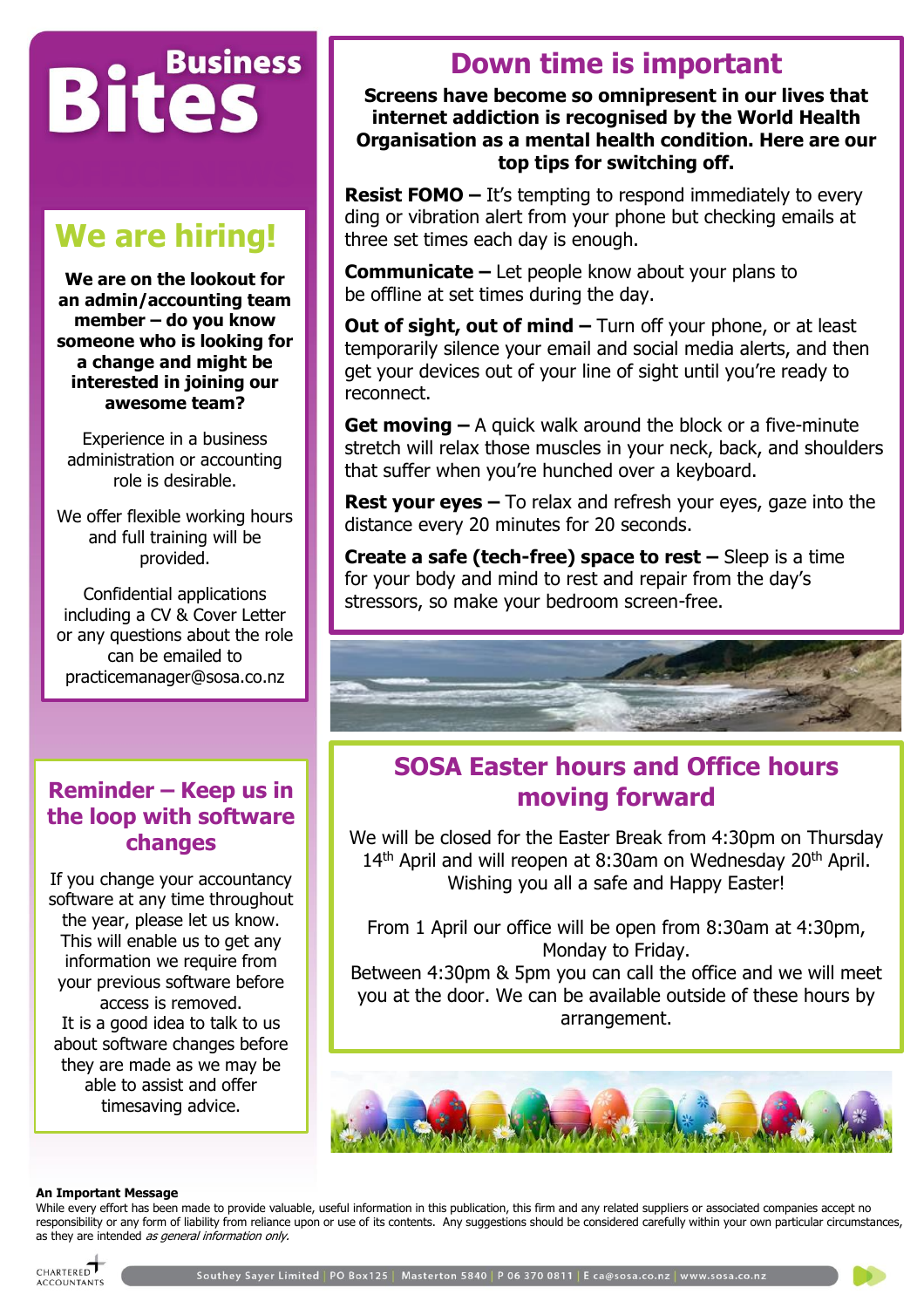# Business Bites

## We are hiring!

**We are on the lookout for an admin/accounting team member – do you know someone who is looking for a change and might be interested in joining our awesome team?**

Experience in a business administration or accounting role is desirable.

We offer flexible working hours and full training will be provided.

Confidential applications including a CV & Cover Letter or any questions about the role can be emailed to practicemanager@sosa.co.nz

## Reminder – Keep us in the loop with software changes

If you change your accountancy software at any time throughout the year, please let us know. This will enable us to get any information we require from your previous software before access is removed.
It is a good idea to talk to us about software changes before they are made as we may be able to assist and offer timesaving advice.

## Down time is important

**Screens have become so omnipresent in our lives that internet addiction is recognised by the World Health Organisation as a mental health condition. Here are our top tips for switching off.**

**Resist FOMO –** It's tempting to respond immediately to every ding or vibration alert from your phone but checking emails at three set times each day is enough.

**Communicate –** Let people know about your plans to be offline at set times during the day.

**Out of sight, out of mind –** Turn off your phone, or at least temporarily silence your email and social media alerts, and then get your devices out of your line of sight until you're ready to reconnect.

**Get moving –** A quick walk around the block or a five-minute stretch will relax those muscles in your neck, back, and shoulders that suffer when you're hunched over a keyboard.

**Rest your eyes –** To relax and refresh your eyes, gaze into the distance every 20 minutes for 20 seconds.

**Create a safe (tech-free) space to rest –** Sleep is a time for your body and mind to rest and repair from the day's stressors, so make your bedroom screen-free.

## SOSA Easter hours and Office hours moving forward

We will be closed for the Easter Break from 4:30pm on Thursday 14th April and will reopen at 8:30am on Wednesday 20th April. Wishing you all a safe and Happy Easter!

From 1 April our office will be open from 8:30am at 4:30pm, Monday to Friday.
Between 4:30pm & 5pm you can call the office and we will meet you at the door. We can be available outside of these hours by arrangement.

**An Important Message**
While every effort has been made to provide valuable, useful information in this publication, this firm and any related suppliers or associated companies accept no responsibility or any form of liability from reliance upon or use of its contents. Any suggestions should be considered carefully within your own particular circumstances, as they are intended *as general information only.*

Southey Sayer Limited | PO Box125 | Masterton 5840 | P 06 370 0811 | E ca@sosa.co.nz | www.sosa.co.nz